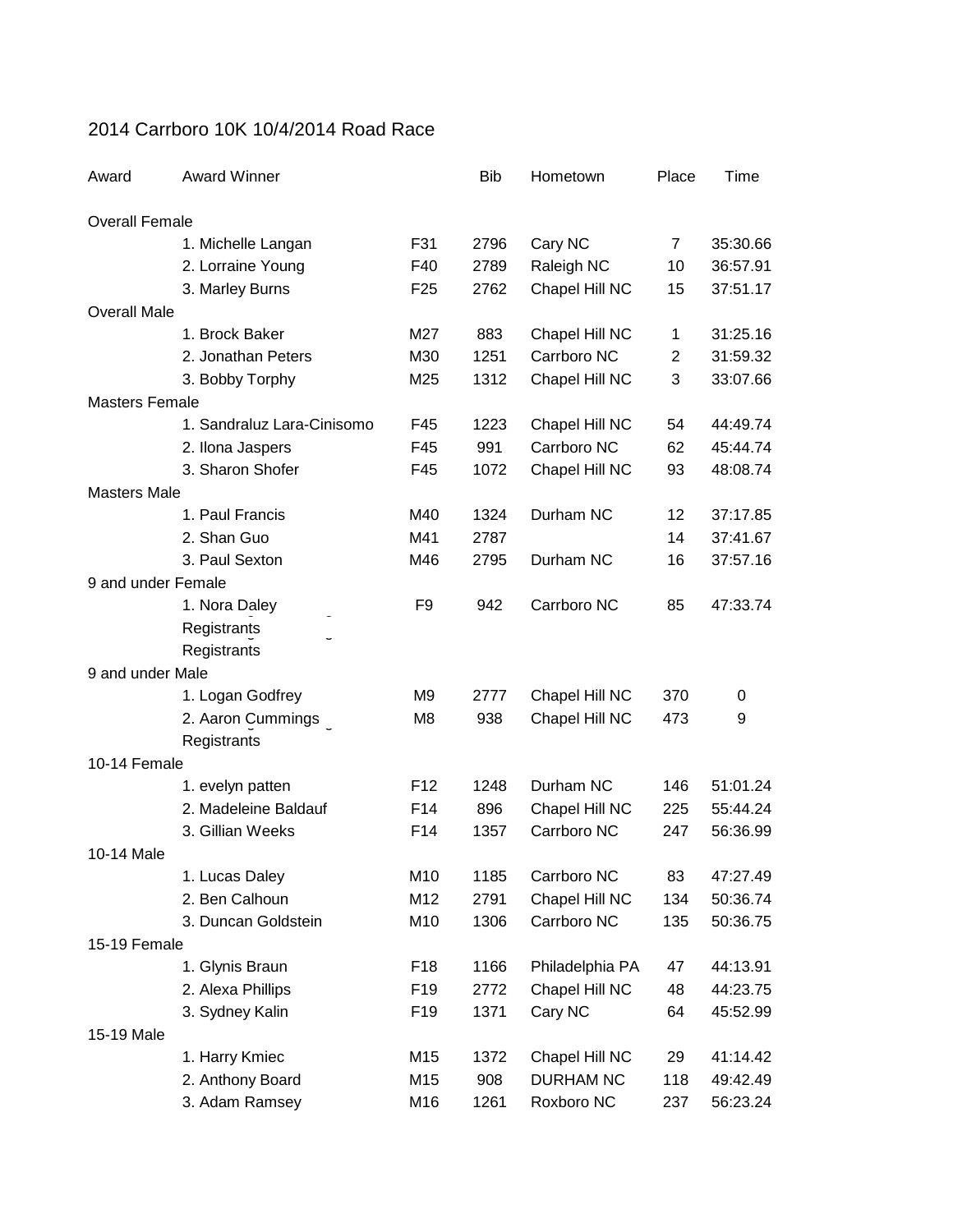# 2014 Carrboro 10K 10/4/2014 Road Race

| Award | Award Winner | | Bib | Hometown | Place | Time |
|---|---|---|---|---|---|---|
| Overall Female | | | | | | |
| | 1. Michelle Langan | F31 | 2796 | Cary NC | 7 | 35:30.66 |
| | 2. Lorraine Young | F40 | 2789 | Raleigh NC | 10 | 36:57.91 |
| | 3. Marley Burns | F25 | 2762 | Chapel Hill NC | 15 | 37:51.17 |
| Overall Male | | | | | | |
| | 1. Brock Baker | M27 | 883 | Chapel Hill NC | 1 | 31:25.16 |
| | 2. Jonathan Peters | M30 | 1251 | Carrboro NC | 2 | 31:59.32 |
| | 3. Bobby Torphy | M25 | 1312 | Chapel Hill NC | 3 | 33:07.66 |
| Masters Female | | | | | | |
| | 1. Sandraluz Lara-Cinisomo | F45 | 1223 | Chapel Hill NC | 54 | 44:49.74 |
| | 2. Ilona Jaspers | F45 | 991 | Carrboro NC | 62 | 45:44.74 |
| | 3. Sharon Shofer | F45 | 1072 | Chapel Hill NC | 93 | 48:08.74 |
| Masters Male | | | | | | |
| | 1. Paul Francis | M40 | 1324 | Durham NC | 12 | 37:17.85 |
| | 2. Shan Guo | M41 | 2787 | | 14 | 37:41.67 |
| | 3. Paul Sexton | M46 | 2795 | Durham NC | 16 | 37:57.16 |
| 9 and under Female | | | | | | |
| | 1. Nora Daley | F9 | 942 | Carrboro NC | 85 | 47:33.74 |
| | Registrants | | | | | |
| | Registrants | | | | | |
| 9 and under Male | | | | | | |
| | 1. Logan Godfrey | M9 | 2777 | Chapel Hill NC | 370 | 0 |
| | 2. Aaron Cummings | M8 | 938 | Chapel Hill NC | 473 | 9 |
| | Registrants | | | | | |
| 10-14 Female | | | | | | |
| | 1. evelyn patten | F12 | 1248 | Durham NC | 146 | 51:01.24 |
| | 2. Madeleine Baldauf | F14 | 896 | Chapel Hill NC | 225 | 55:44.24 |
| | 3. Gillian Weeks | F14 | 1357 | Carrboro NC | 247 | 56:36.99 |
| 10-14 Male | | | | | | |
| | 1. Lucas Daley | M10 | 1185 | Carrboro NC | 83 | 47:27.49 |
| | 2. Ben Calhoun | M12 | 2791 | Chapel Hill NC | 134 | 50:36.74 |
| | 3. Duncan Goldstein | M10 | 1306 | Carrboro NC | 135 | 50:36.75 |
| 15-19 Female | | | | | | |
| | 1. Glynis Braun | F18 | 1166 | Philadelphia PA | 47 | 44:13.91 |
| | 2. Alexa Phillips | F19 | 2772 | Chapel Hill NC | 48 | 44:23.75 |
| | 3. Sydney Kalin | F19 | 1371 | Cary NC | 64 | 45:52.99 |
| 15-19 Male | | | | | | |
| | 1. Harry Kmiec | M15 | 1372 | Chapel Hill NC | 29 | 41:14.42 |
| | 2. Anthony Board | M15 | 908 | DURHAM NC | 118 | 49:42.49 |
| | 3. Adam Ramsey | M16 | 1261 | Roxboro NC | 237 | 56:23.24 |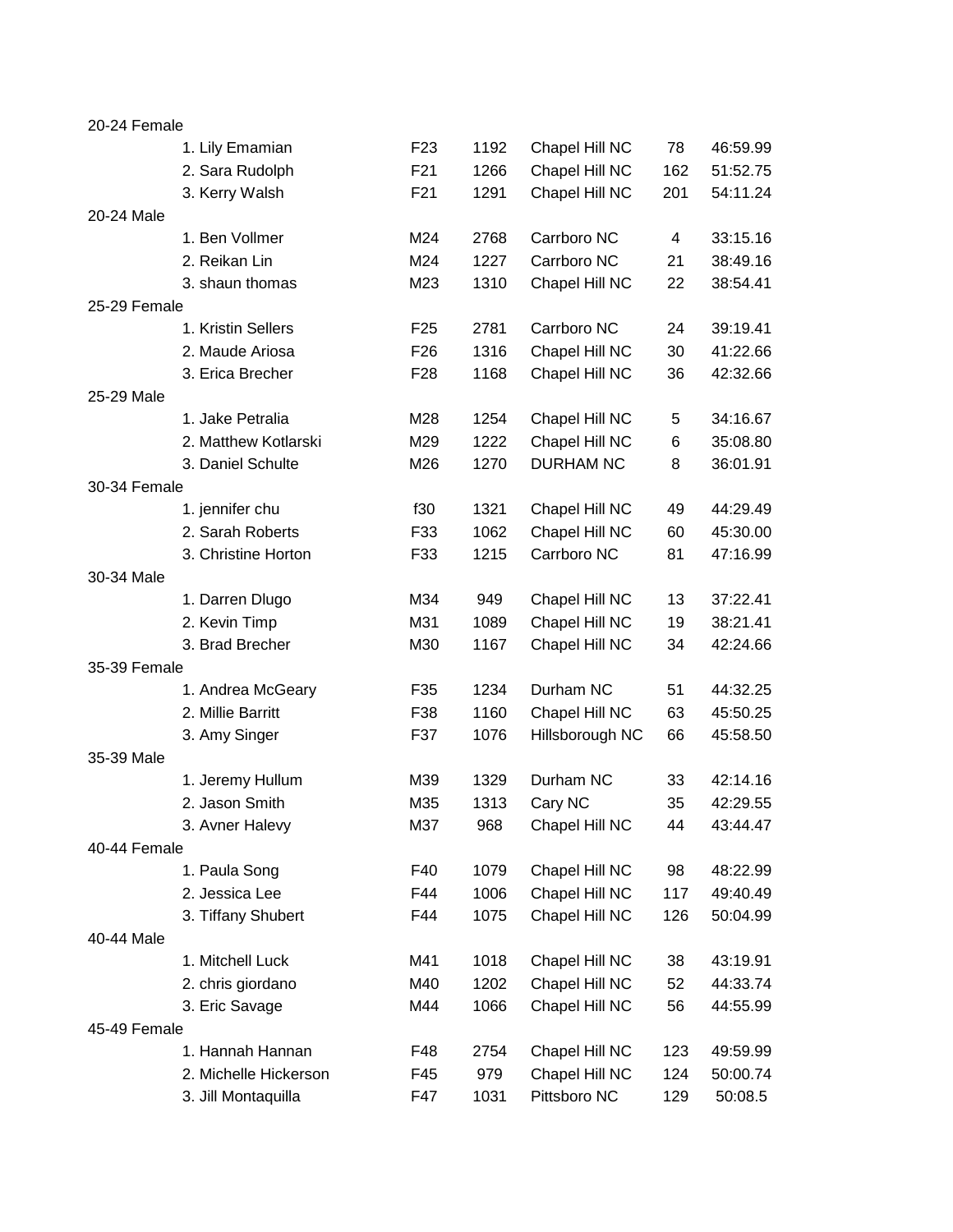| Category | Name | Age | Bib | City | Place | Time |
|---|---|---|---|---|---|---|
| 20-24 Female | | | | | | |
| | 1. Lily Emamian | F23 | 1192 | Chapel Hill NC | 78 | 46:59.99 |
| | 2. Sara Rudolph | F21 | 1266 | Chapel Hill NC | 162 | 51:52.75 |
| | 3. Kerry Walsh | F21 | 1291 | Chapel Hill NC | 201 | 54:11.24 |
| 20-24 Male | | | | | | |
| | 1. Ben Vollmer | M24 | 2768 | Carrboro NC | 4 | 33:15.16 |
| | 2. Reikan Lin | M24 | 1227 | Carrboro NC | 21 | 38:49.16 |
| | 3. shaun thomas | M23 | 1310 | Chapel Hill NC | 22 | 38:54.41 |
| 25-29 Female | | | | | | |
| | 1. Kristin Sellers | F25 | 2781 | Carrboro NC | 24 | 39:19.41 |
| | 2. Maude Ariosa | F26 | 1316 | Chapel Hill NC | 30 | 41:22.66 |
| | 3. Erica Brecher | F28 | 1168 | Chapel Hill NC | 36 | 42:32.66 |
| 25-29 Male | | | | | | |
| | 1. Jake Petralia | M28 | 1254 | Chapel Hill NC | 5 | 34:16.67 |
| | 2. Matthew Kotlarski | M29 | 1222 | Chapel Hill NC | 6 | 35:08.80 |
| | 3. Daniel Schulte | M26 | 1270 | DURHAM NC | 8 | 36:01.91 |
| 30-34 Female | | | | | | |
| | 1. jennifer chu | f30 | 1321 | Chapel Hill NC | 49 | 44:29.49 |
| | 2. Sarah Roberts | F33 | 1062 | Chapel Hill NC | 60 | 45:30.00 |
| | 3. Christine Horton | F33 | 1215 | Carrboro NC | 81 | 47:16.99 |
| 30-34 Male | | | | | | |
| | 1. Darren Dlugo | M34 | 949 | Chapel Hill NC | 13 | 37:22.41 |
| | 2. Kevin Timp | M31 | 1089 | Chapel Hill NC | 19 | 38:21.41 |
| | 3. Brad Brecher | M30 | 1167 | Chapel Hill NC | 34 | 42:24.66 |
| 35-39 Female | | | | | | |
| | 1. Andrea McGeary | F35 | 1234 | Durham NC | 51 | 44:32.25 |
| | 2. Millie Barritt | F38 | 1160 | Chapel Hill NC | 63 | 45:50.25 |
| | 3. Amy Singer | F37 | 1076 | Hillsborough NC | 66 | 45:58.50 |
| 35-39 Male | | | | | | |
| | 1. Jeremy Hullum | M39 | 1329 | Durham NC | 33 | 42:14.16 |
| | 2. Jason Smith | M35 | 1313 | Cary NC | 35 | 42:29.55 |
| | 3. Avner Halevy | M37 | 968 | Chapel Hill NC | 44 | 43:44.47 |
| 40-44 Female | | | | | | |
| | 1. Paula Song | F40 | 1079 | Chapel Hill NC | 98 | 48:22.99 |
| | 2. Jessica Lee | F44 | 1006 | Chapel Hill NC | 117 | 49:40.49 |
| | 3. Tiffany Shubert | F44 | 1075 | Chapel Hill NC | 126 | 50:04.99 |
| 40-44 Male | | | | | | |
| | 1. Mitchell Luck | M41 | 1018 | Chapel Hill NC | 38 | 43:19.91 |
| | 2. chris giordano | M40 | 1202 | Chapel Hill NC | 52 | 44:33.74 |
| | 3. Eric Savage | M44 | 1066 | Chapel Hill NC | 56 | 44:55.99 |
| 45-49 Female | | | | | | |
| | 1. Hannah Hannan | F48 | 2754 | Chapel Hill NC | 123 | 49:59.99 |
| | 2. Michelle Hickerson | F45 | 979 | Chapel Hill NC | 124 | 50:00.74 |
| | 3. Jill Montaquilla | F47 | 1031 | Pittsboro NC | 129 | 50:08.5 |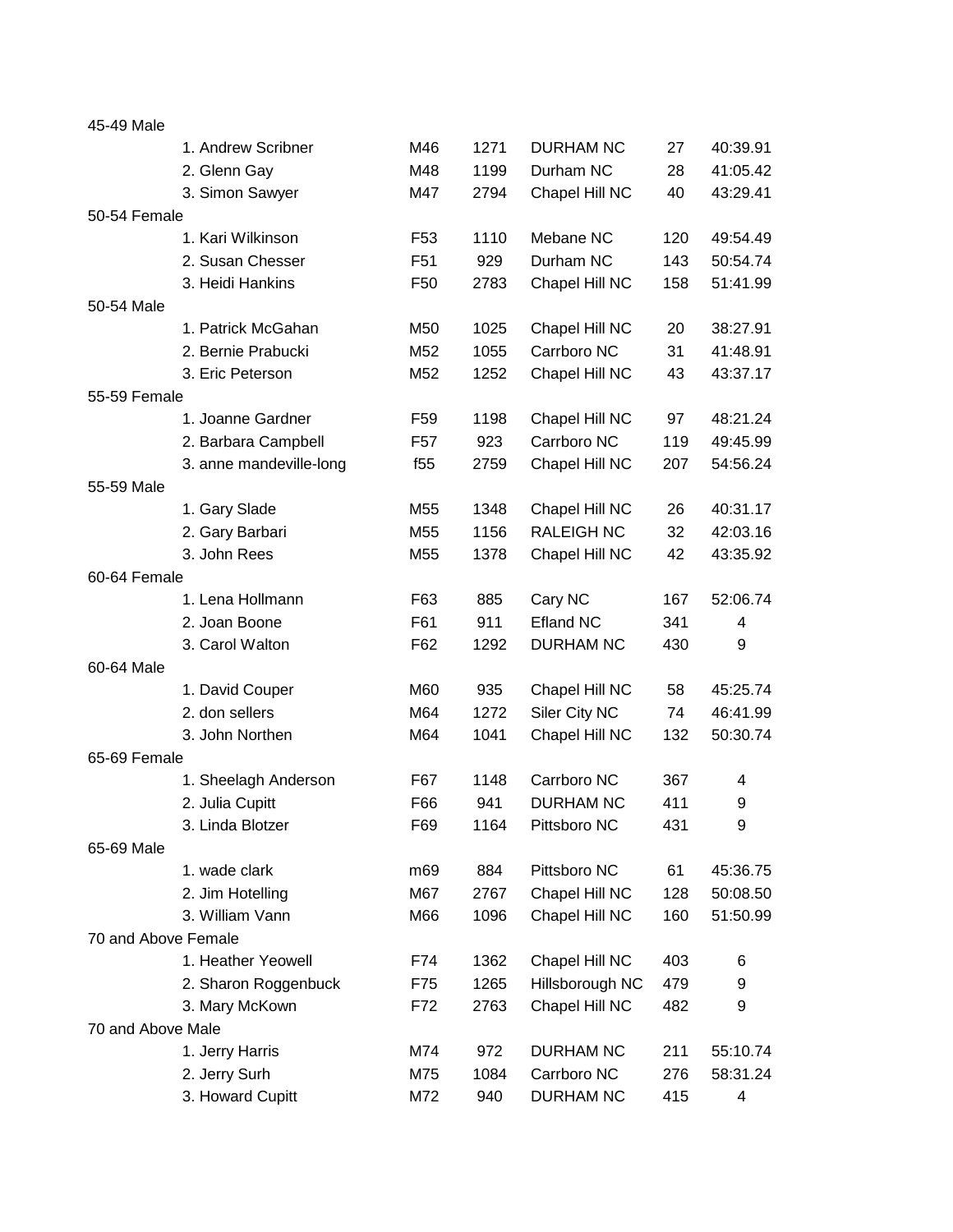| | | | | | | |
|---|---|---|---|---|---|---|
| 45-49 Male | | | | | | |
| | 1. Andrew Scribner | M46 | 1271 | DURHAM NC | 27 | 40:39.91 |
| | 2. Glenn Gay | M48 | 1199 | Durham NC | 28 | 41:05.42 |
| | 3. Simon Sawyer | M47 | 2794 | Chapel Hill NC | 40 | 43:29.41 |
| 50-54 Female | | | | | | |
| | 1. Kari Wilkinson | F53 | 1110 | Mebane NC | 120 | 49:54.49 |
| | 2. Susan Chesser | F51 | 929 | Durham NC | 143 | 50:54.74 |
| | 3. Heidi Hankins | F50 | 2783 | Chapel Hill NC | 158 | 51:41.99 |
| 50-54 Male | | | | | | |
| | 1. Patrick McGahan | M50 | 1025 | Chapel Hill NC | 20 | 38:27.91 |
| | 2. Bernie Prabucki | M52 | 1055 | Carrboro NC | 31 | 41:48.91 |
| | 3. Eric Peterson | M52 | 1252 | Chapel Hill NC | 43 | 43:37.17 |
| 55-59 Female | | | | | | |
| | 1. Joanne Gardner | F59 | 1198 | Chapel Hill NC | 97 | 48:21.24 |
| | 2. Barbara Campbell | F57 | 923 | Carrboro NC | 119 | 49:45.99 |
| | 3. anne mandeville-long | f55 | 2759 | Chapel Hill NC | 207 | 54:56.24 |
| 55-59 Male | | | | | | |
| | 1. Gary Slade | M55 | 1348 | Chapel Hill NC | 26 | 40:31.17 |
| | 2. Gary Barbari | M55 | 1156 | RALEIGH NC | 32 | 42:03.16 |
| | 3. John Rees | M55 | 1378 | Chapel Hill NC | 42 | 43:35.92 |
| 60-64 Female | | | | | | |
| | 1. Lena Hollmann | F63 | 885 | Cary NC | 167 | 52:06.74 |
| | 2. Joan Boone | F61 | 911 | Efland NC | 341 | 4 |
| | 3. Carol Walton | F62 | 1292 | DURHAM NC | 430 | 9 |
| 60-64 Male | | | | | | |
| | 1. David Couper | M60 | 935 | Chapel Hill NC | 58 | 45:25.74 |
| | 2. don sellers | M64 | 1272 | Siler City NC | 74 | 46:41.99 |
| | 3. John Northen | M64 | 1041 | Chapel Hill NC | 132 | 50:30.74 |
| 65-69 Female | | | | | | |
| | 1. Sheelagh Anderson | F67 | 1148 | Carrboro NC | 367 | 4 |
| | 2. Julia Cupitt | F66 | 941 | DURHAM NC | 411 | 9 |
| | 3. Linda Blotzer | F69 | 1164 | Pittsboro NC | 431 | 9 |
| 65-69 Male | | | | | | |
| | 1. wade clark | m69 | 884 | Pittsboro NC | 61 | 45:36.75 |
| | 2. Jim Hotelling | M67 | 2767 | Chapel Hill NC | 128 | 50:08.50 |
| | 3. William Vann | M66 | 1096 | Chapel Hill NC | 160 | 51:50.99 |
| 70 and Above Female | | | | | | |
| | 1. Heather Yeowell | F74 | 1362 | Chapel Hill NC | 403 | 6 |
| | 2. Sharon Roggenbuck | F75 | 1265 | Hillsborough NC | 479 | 9 |
| | 3. Mary McKown | F72 | 2763 | Chapel Hill NC | 482 | 9 |
| 70 and Above Male | | | | | | |
| | 1. Jerry Harris | M74 | 972 | DURHAM NC | 211 | 55:10.74 |
| | 2. Jerry Surh | M75 | 1084 | Carrboro NC | 276 | 58:31.24 |
| | 3. Howard Cupitt | M72 | 940 | DURHAM NC | 415 | 4 |